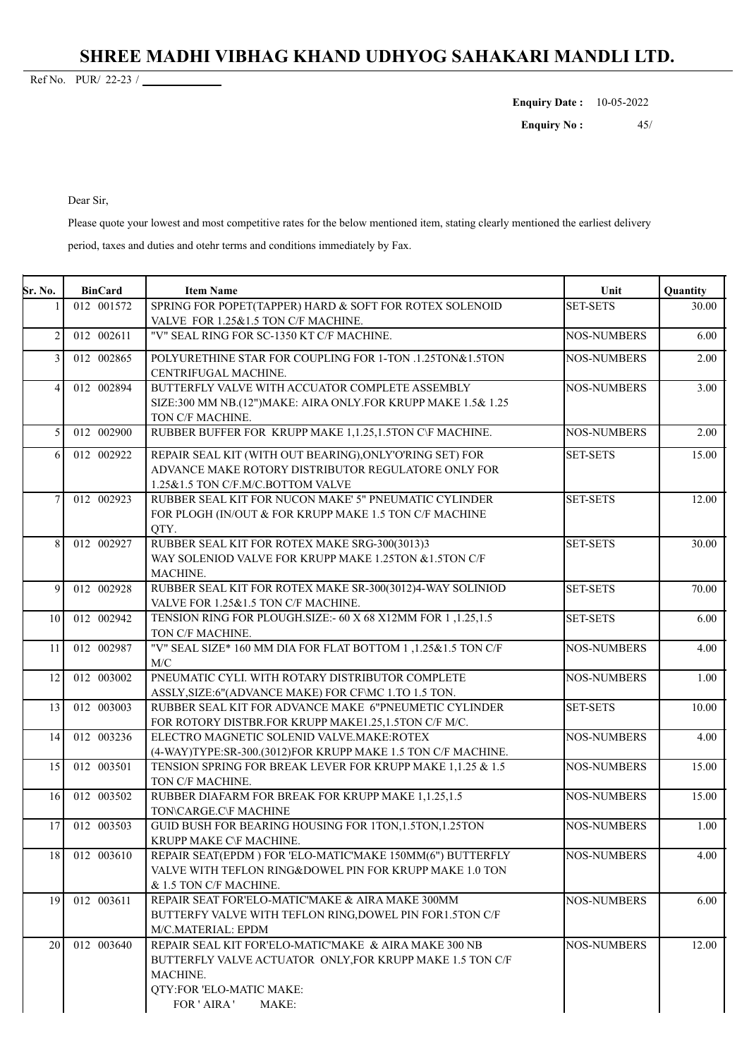# SHREE MADHI VIBHAG KHAND UDHYOG SAHAKARI MANDLI LTD.

Ref No. PUR/ 22-23 / ____________

**Enquiry Date :** 10-05-2022

**Enquiry No :** 45/

Dear Sir,

Please quote your lowest and most competitive rates for the below mentioned item, stating clearly mentioned the earliest delivery period, taxes and duties and otehr terms and conditions immediately by Fax.

| Sr. No. | BinCard | Item Name | Unit | Quantity |
|---|---|---|---|---|
| 1 | 012 001572 | SPRING FOR POPET(TAPPER) HARD & SOFT FOR ROTEX SOLENOID VALVE FOR 1.25&1.5 TON C/F MACHINE. | SET-SETS | 30.00 |
| 2 | 012 002611 | "V" SEAL RING FOR SC-1350 KT C/F MACHINE. | NOS-NUMBERS | 6.00 |
| 3 | 012 002865 | POLYURETHINE STAR FOR COUPLING FOR 1-TON .1.25TON&1.5TON CENTRIFUGAL MACHINE. | NOS-NUMBERS | 2.00 |
| 4 | 012 002894 | BUTTERFLY VALVE WITH ACCUATOR COMPLETE ASSEMBLY SIZE:300 MM NB.(12")MAKE: AIRA ONLY.FOR KRUPP MAKE 1.5& 1.25 TON C/F MACHINE. | NOS-NUMBERS | 3.00 |
| 5 | 012 002900 | RUBBER BUFFER FOR KRUPP MAKE 1,1.25,1.5TON C\F MACHINE. | NOS-NUMBERS | 2.00 |
| 6 | 012 002922 | REPAIR SEAL KIT (WITH OUT BEARING),ONLY'O'RING SET) FOR ADVANCE MAKE ROTORY DISTRIBUTOR REGULATORE ONLY FOR 1.25&1.5 TON C/F.M/C.BOTTOM VALVE | SET-SETS | 15.00 |
| 7 | 012 002923 | RUBBER SEAL KIT FOR NUCON MAKE' 5" PNEUMATIC CYLINDER FOR PLOGH (IN/OUT & FOR KRUPP MAKE 1.5 TON C/F MACHINE QTY. | SET-SETS | 12.00 |
| 8 | 012 002927 | RUBBER SEAL KIT FOR ROTEX MAKE SRG-300(3013)3 WAY SOLENIOD VALVE FOR KRUPP MAKE 1.25TON &1.5TON C/F MACHINE. | SET-SETS | 30.00 |
| 9 | 012 002928 | RUBBER SEAL KIT FOR ROTEX MAKE SR-300(3012)4-WAY SOLINIOD VALVE FOR 1.25&1.5 TON C/F MACHINE. | SET-SETS | 70.00 |
| 10 | 012 002942 | TENSION RING FOR PLOUGH.SIZE:- 60 X 68 X12MM FOR 1 ,1.25,1.5 TON C/F MACHINE. | SET-SETS | 6.00 |
| 11 | 012 002987 | "V" SEAL SIZE* 160 MM DIA FOR FLAT BOTTOM 1 ,1.25&1.5 TON C/F M/C | NOS-NUMBERS | 4.00 |
| 12 | 012 003002 | PNEUMATIC CYLI. WITH ROTARY DISTRIBUTOR COMPLETE ASSLY,SIZE:6"(ADVANCE MAKE) FOR CF\MC 1.TO 1.5 TON. | NOS-NUMBERS | 1.00 |
| 13 | 012 003003 | RUBBER SEAL KIT FOR ADVANCE MAKE 6"PNEUMETIC CYLINDER FOR ROTORY DISTBR.FOR KRUPP MAKE1.25,1.5TON C/F M/C. | SET-SETS | 10.00 |
| 14 | 012 003236 | ELECTRO MAGNETIC SOLENID VALVE.MAKE:ROTEX (4-WAY)TYPE:SR-300.(3012)FOR KRUPP MAKE 1.5 TON C/F MACHINE. | NOS-NUMBERS | 4.00 |
| 15 | 012 003501 | TENSION SPRING FOR BREAK LEVER FOR KRUPP MAKE 1,1.25 & 1.5 TON C/F MACHINE. | NOS-NUMBERS | 15.00 |
| 16 | 012 003502 | RUBBER DIAFARM FOR BREAK FOR KRUPP MAKE 1,1.25,1.5 TON\CARGE.C\F MACHINE | NOS-NUMBERS | 15.00 |
| 17 | 012 003503 | GUID BUSH FOR BEARING HOUSING FOR 1TON,1.5TON,1.25TON KRUPP MAKE C\F MACHINE. | NOS-NUMBERS | 1.00 |
| 18 | 012 003610 | REPAIR SEAT(EPDM ) FOR 'ELO-MATIC'MAKE 150MM(6") BUTTERFLY VALVE WITH TEFLON RING&DOWEL PIN FOR KRUPP MAKE 1.0 TON & 1.5 TON C/F MACHINE. | NOS-NUMBERS | 4.00 |
| 19 | 012 003611 | REPAIR SEAT FOR'ELO-MATIC'MAKE & AIRA MAKE 300MM BUTTERFY VALVE WITH TEFLON RING,DOWEL PIN FOR1.5TON C/F M/C.MATERIAL: EPDM | NOS-NUMBERS | 6.00 |
| 20 | 012 003640 | REPAIR SEAL KIT FOR'ELO-MATIC'MAKE & AIRA MAKE 300 NB BUTTERFLY VALVE ACTUATOR ONLY,FOR KRUPP MAKE 1.5 TON C/F MACHINE. QTY:FOR 'ELO-MATIC MAKE: FOR ' AIRA ' MAKE: | NOS-NUMBERS | 12.00 |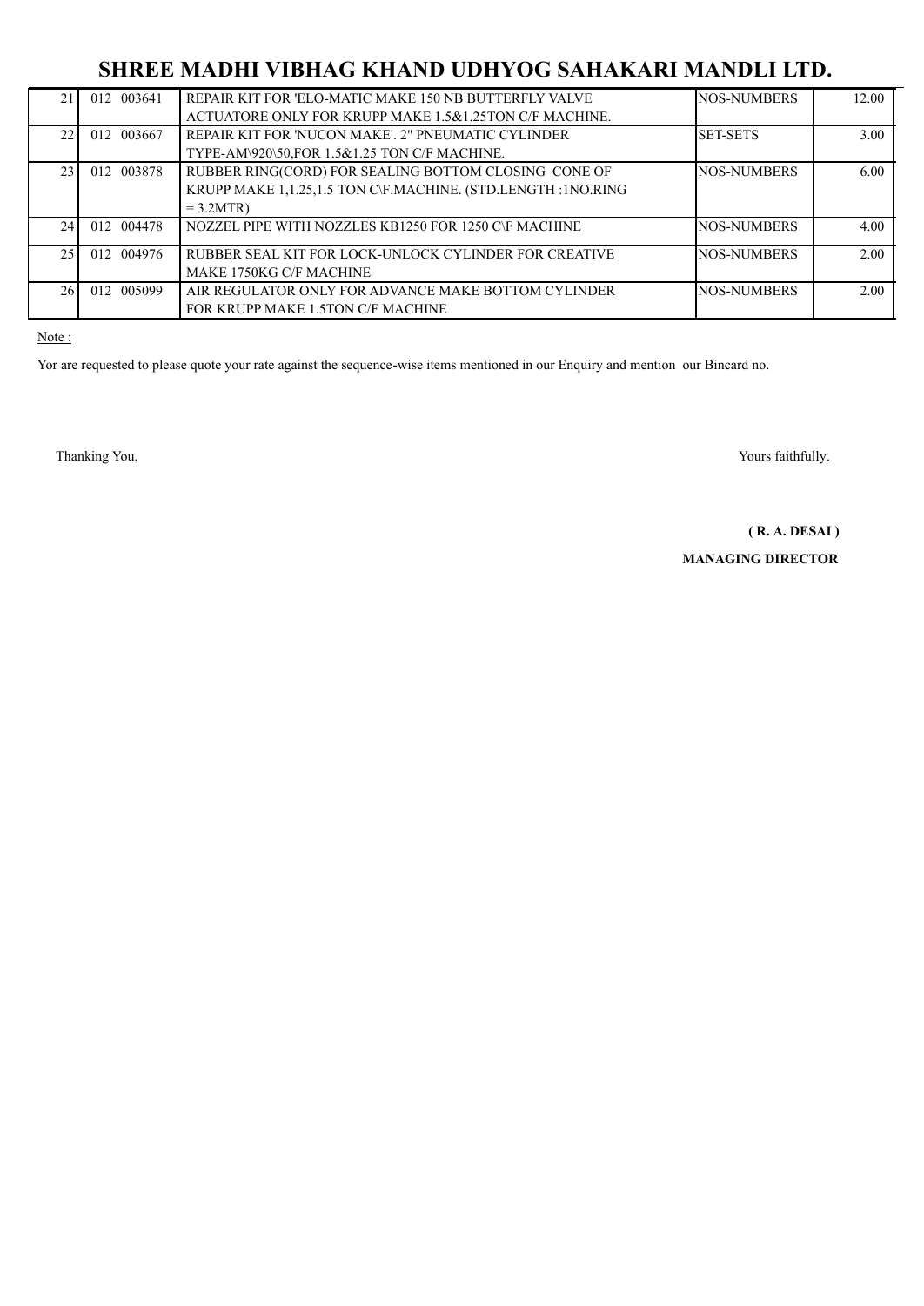# SHREE MADHI VIBHAG KHAND UDHYOG SAHAKARI MANDLI LTD.

| | | | | |
|---|---|---|---|---|
| 21 | 012 003641 | REPAIR KIT FOR 'ELO-MATIC MAKE 150 NB BUTTERFLY VALVE ACTUATORE ONLY FOR KRUPP MAKE 1.5&1.25TON C/F MACHINE. | NOS-NUMBERS | 12.00 |
| 22 | 012 003667 | REPAIR KIT FOR 'NUCON MAKE'. 2" PNEUMATIC CYLINDER TYPE-AM\920\50,FOR 1.5&1.25 TON C/F MACHINE. | SET-SETS | 3.00 |
| 23 | 012 003878 | RUBBER RING(CORD) FOR SEALING BOTTOM CLOSING CONE OF KRUPP MAKE 1,1.25,1.5 TON C\F.MACHINE. (STD.LENGTH :1NO.RING = 3.2MTR) | NOS-NUMBERS | 6.00 |
| 24 | 012 004478 | NOZZEL PIPE WITH NOZZLES KB1250 FOR 1250 C\F MACHINE | NOS-NUMBERS | 4.00 |
| 25 | 012 004976 | RUBBER SEAL KIT FOR LOCK-UNLOCK CYLINDER FOR CREATIVE MAKE 1750KG C/F MACHINE | NOS-NUMBERS | 2.00 |
| 26 | 012 005099 | AIR REGULATOR ONLY FOR ADVANCE MAKE BOTTOM CYLINDER FOR KRUPP MAKE 1.5TON C/F MACHINE | NOS-NUMBERS | 2.00 |

Note :

Yor are requested to please quote your rate against the sequence-wise items mentioned in our Enquiry and mention our Bincard no.

Thanking You,

Yours faithfully.

**( R. A. DESAI )**

**MANAGING DIRECTOR**